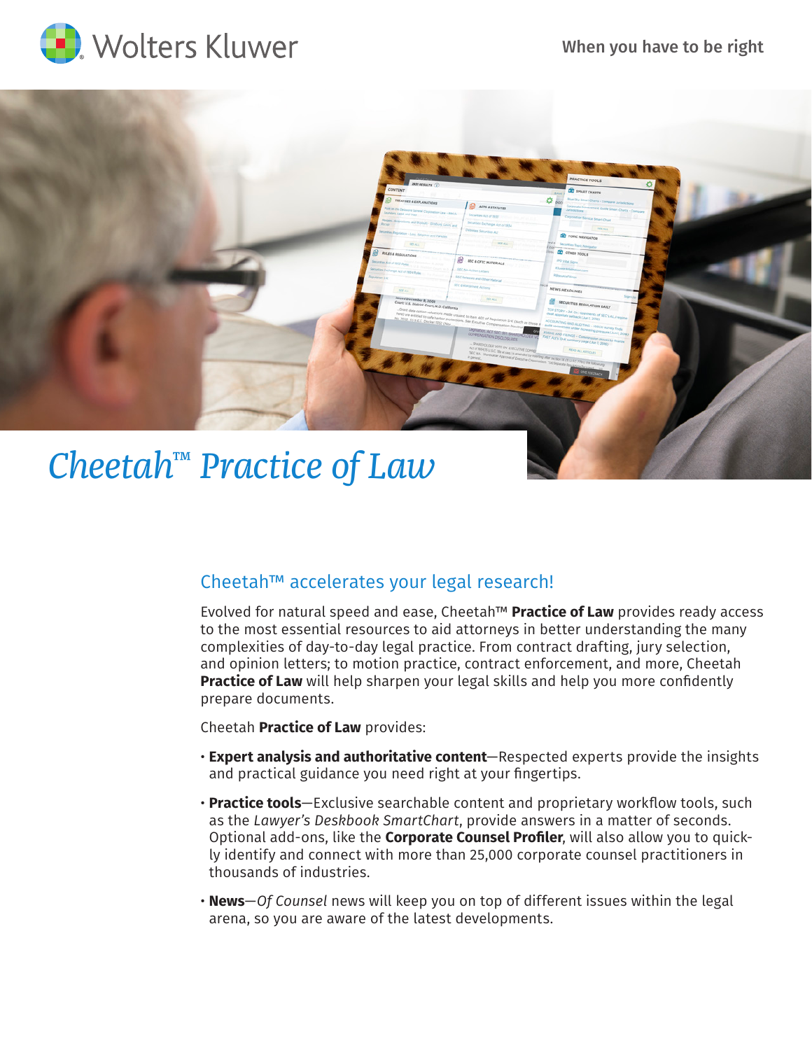Wolters Kluwer

When you have to be right

# Cheetah™ Practice of Law

## Cheetah™ accelerates your legal research!

Evolved for natural speed and ease, Cheetah™ **Practice of Law** provides ready access to the most essential resources to aid attorneys in better understanding the many complexities of day-to-day legal practice. From contract drafting, jury selection, and opinion letters; to motion practice, contract enforcement, and more, Cheetah **Practice of Law** will help sharpen your legal skills and help you more confidently prepare documents.

Cheetah **Practice of Law** provides:

- **Expert analysis and authoritative content**—Respected experts provide the insights and practical guidance you need right at your fingertips.
- **Practice tools**—Exclusive searchable content and proprietary workflow tools, such as the *Lawyer's Deskbook SmartChart*, provide answers in a matter of seconds. Optional add-ons, like the **Corporate Counsel Profiler**, will also allow you to quickly identify and connect with more than 25,000 corporate counsel practitioners in thousands of industries.
- **News**—*Of Counsel* news will keep you on top of different issues within the legal arena, so you are aware of the latest developments.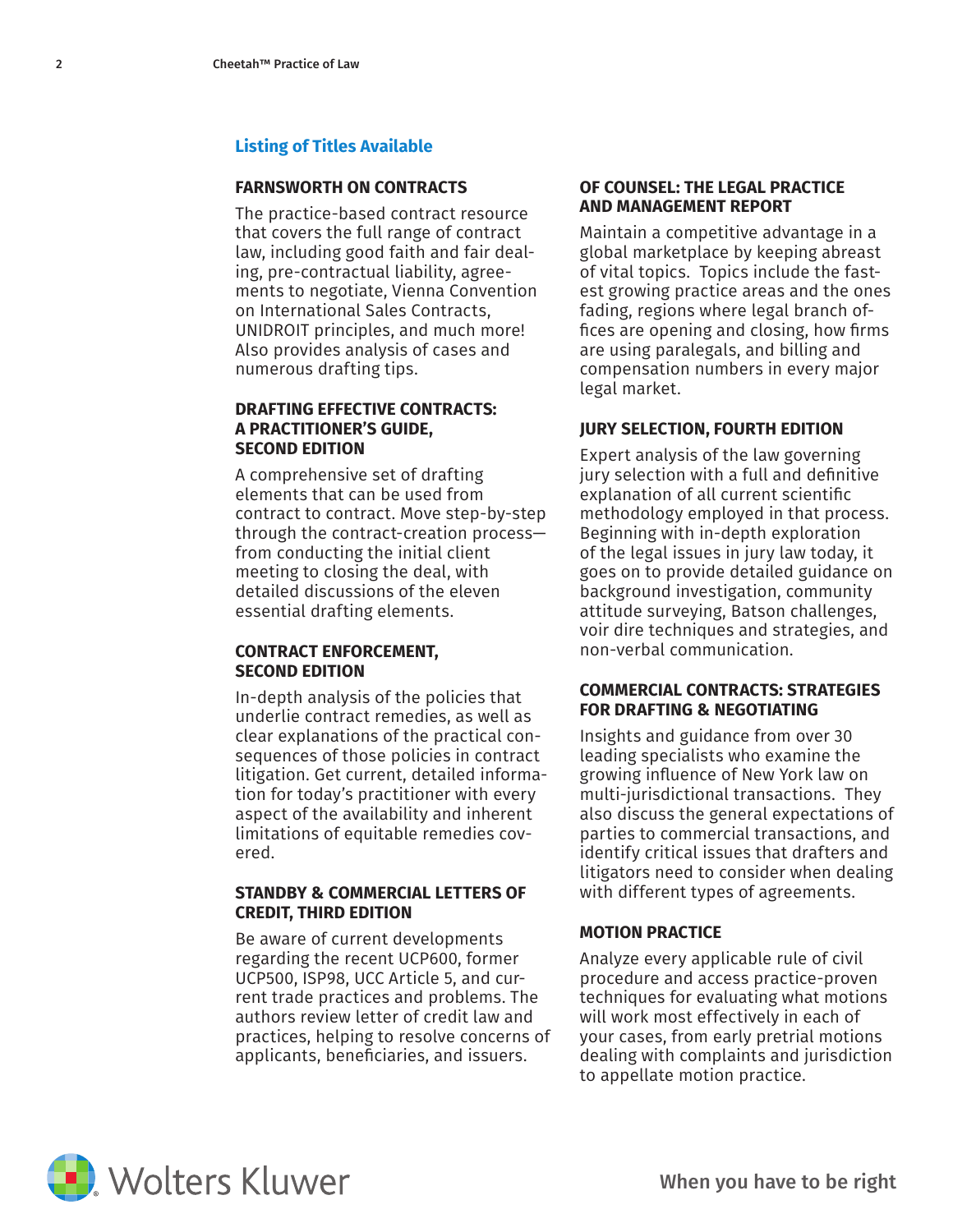## Listing of Titles Available

### FARNSWORTH ON CONTRACTS

The practice-based contract resource that covers the full range of contract law, including good faith and fair dealing, pre-contractual liability, agreements to negotiate, Vienna Convention on International Sales Contracts, UNIDROIT principles, and much more! Also provides analysis of cases and numerous drafting tips.

### DRAFTING EFFECTIVE CONTRACTS: A PRACTITIONER'S GUIDE, SECOND EDITION

A comprehensive set of drafting elements that can be used from contract to contract. Move step-by-step through the contract-creation process—from conducting the initial client meeting to closing the deal, with detailed discussions of the eleven essential drafting elements.

### CONTRACT ENFORCEMENT, SECOND EDITION

In-depth analysis of the policies that underlie contract remedies, as well as clear explanations of the practical consequences of those policies in contract litigation. Get current, detailed information for today's practitioner with every aspect of the availability and inherent limitations of equitable remedies covered.

### STANDBY & COMMERCIAL LETTERS OF CREDIT, THIRD EDITION

Be aware of current developments regarding the recent UCP600, former UCP500, ISP98, UCC Article 5, and current trade practices and problems. The authors review letter of credit law and practices, helping to resolve concerns of applicants, beneficiaries, and issuers.

### OF COUNSEL: THE LEGAL PRACTICE AND MANAGEMENT REPORT

Maintain a competitive advantage in a global marketplace by keeping abreast of vital topics. Topics include the fastest growing practice areas and the ones fading, regions where legal branch offices are opening and closing, how firms are using paralegals, and billing and compensation numbers in every major legal market.

### JURY SELECTION, FOURTH EDITION

Expert analysis of the law governing jury selection with a full and definitive explanation of all current scientific methodology employed in that process. Beginning with in-depth exploration of the legal issues in jury law today, it goes on to provide detailed guidance on background investigation, community attitude surveying, Batson challenges, voir dire techniques and strategies, and non-verbal communication.

### COMMERCIAL CONTRACTS: STRATEGIES FOR DRAFTING & NEGOTIATING

Insights and guidance from over 30 leading specialists who examine the growing influence of New York law on multi-jurisdictional transactions. They also discuss the general expectations of parties to commercial transactions, and identify critical issues that drafters and litigators need to consider when dealing with different types of agreements.

### MOTION PRACTICE

Analyze every applicable rule of civil procedure and access practice-proven techniques for evaluating what motions will work most effectively in each of your cases, from early pretrial motions dealing with complaints and jurisdiction to appellate motion practice.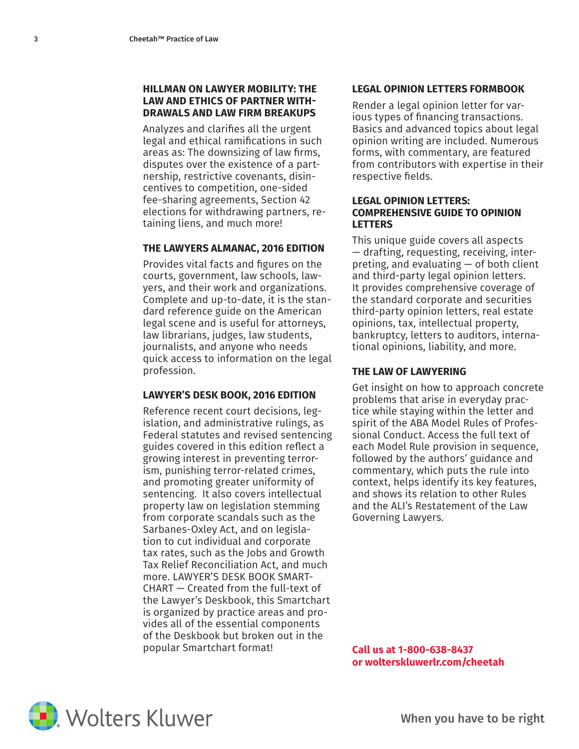### HILLMAN ON LAWYER MOBILITY: THE LAW AND ETHICS OF PARTNER WITHDRAWALS AND LAW FIRM BREAKUPS

Analyzes and clarifies all the urgent legal and ethical ramifications in such areas as: The downsizing of law firms, disputes over the existence of a partnership, restrictive covenants, disincentives to competition, one-sided fee-sharing agreements, Section 42 elections for withdrawing partners, retaining liens, and much more!

### THE LAWYERS ALMANAC, 2016 EDITION

Provides vital facts and figures on the courts, government, law schools, lawyers, and their work and organizations. Complete and up-to-date, it is the standard reference guide on the American legal scene and is useful for attorneys, law librarians, judges, law students, journalists, and anyone who needs quick access to information on the legal profession.

### LAWYER'S DESK BOOK, 2016 EDITION

Reference recent court decisions, legislation, and administrative rulings, as Federal statutes and revised sentencing guides covered in this edition reflect a growing interest in preventing terrorism, punishing terror-related crimes, and promoting greater uniformity of sentencing. It also covers intellectual property law on legislation stemming from corporate scandals such as the Sarbanes-Oxley Act, and on legislation to cut individual and corporate tax rates, such as the Jobs and Growth Tax Relief Reconciliation Act, and much more. LAWYER'S DESK BOOK SMARTCHART — Created from the full-text of the Lawyer's Deskbook, this Smartchart is organized by practice areas and provides all of the essential components of the Deskbook but broken out in the popular Smartchart format!

### LEGAL OPINION LETTERS FORMBOOK

Render a legal opinion letter for various types of financing transactions. Basics and advanced topics about legal opinion writing are included. Numerous forms, with commentary, are featured from contributors with expertise in their respective fields.

### LEGAL OPINION LETTERS: COMPREHENSIVE GUIDE TO OPINION LETTERS

This unique guide covers all aspects — drafting, requesting, receiving, interpreting, and evaluating — of both client and third-party legal opinion letters. It provides comprehensive coverage of the standard corporate and securities third-party opinion letters, real estate opinions, tax, intellectual property, bankruptcy, letters to auditors, international opinions, liability, and more.

### THE LAW OF LAWYERING

Get insight on how to approach concrete problems that arise in everyday practice while staying within the letter and spirit of the ABA Model Rules of Professional Conduct. Access the full text of each Model Rule provision in sequence, followed by the authors' guidance and commentary, which puts the rule into context, helps identify its key features, and shows its relation to other Rules and the ALI's Restatement of the Law Governing Lawyers.

**Call us at 1-800-638-8437**
**or wolterskluwerlr.com/cheetah**

Wolters Kluwer

When you have to be right